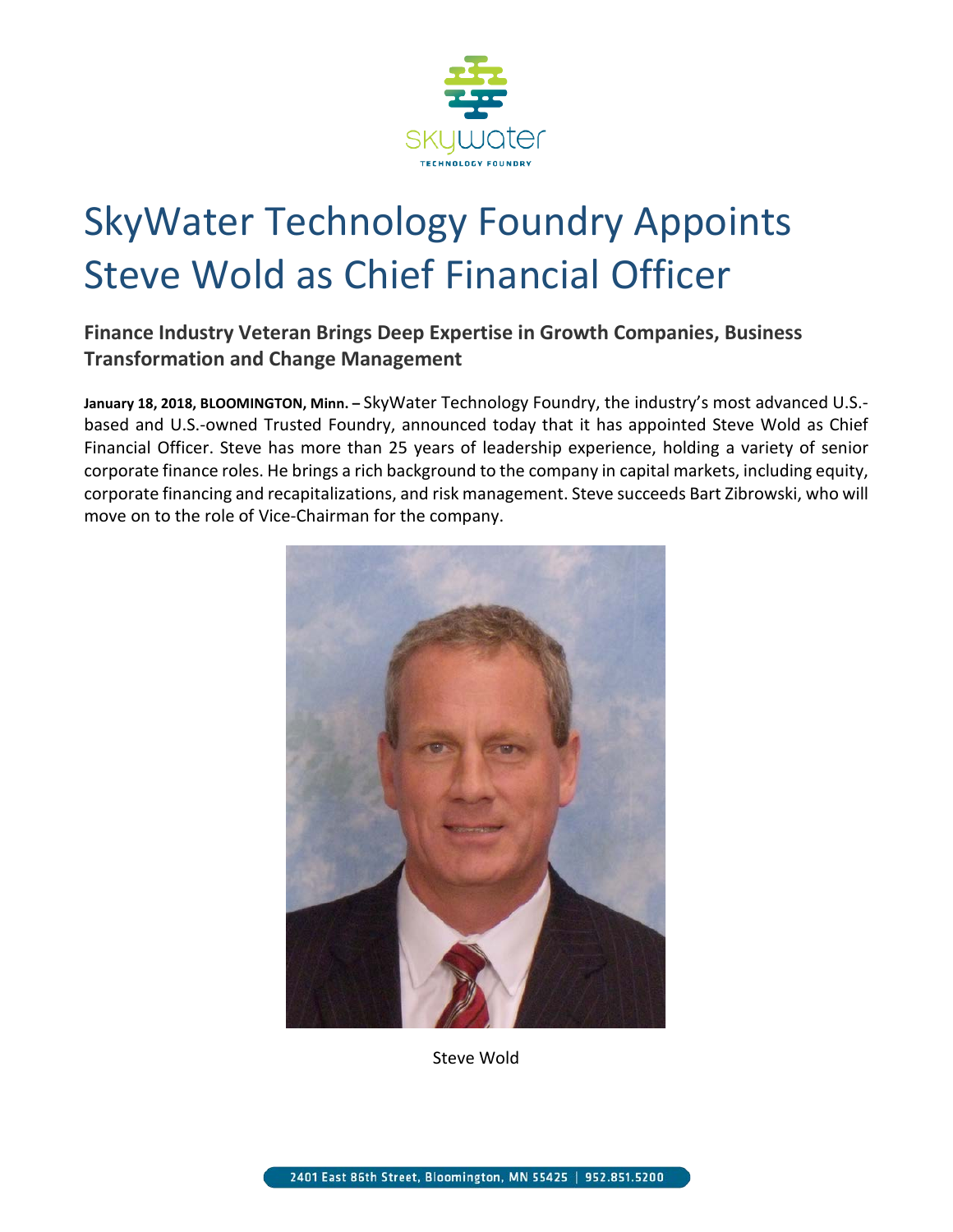# SkyWater Technology Foundry Appoints Steve Wold as Chief Financial Officer

### Finance Industry Veteran Brings Deep Expertise in Growth Companies, Business Transformation and Change Management

**January 18, 2018, BLOOMINGTON, Minn. –** SkyWater Technology Foundry, the industry's most advanced U.S.-based and U.S.-owned Trusted Foundry, announced today that it has appointed Steve Wold as Chief Financial Officer. Steve has more than 25 years of leadership experience, holding a variety of senior corporate finance roles. He brings a rich background to the company in capital markets, including equity, corporate financing and recapitalizations, and risk management. Steve succeeds Bart Zibrowski, who will move on to the role of Vice-Chairman for the company.

Steve Wold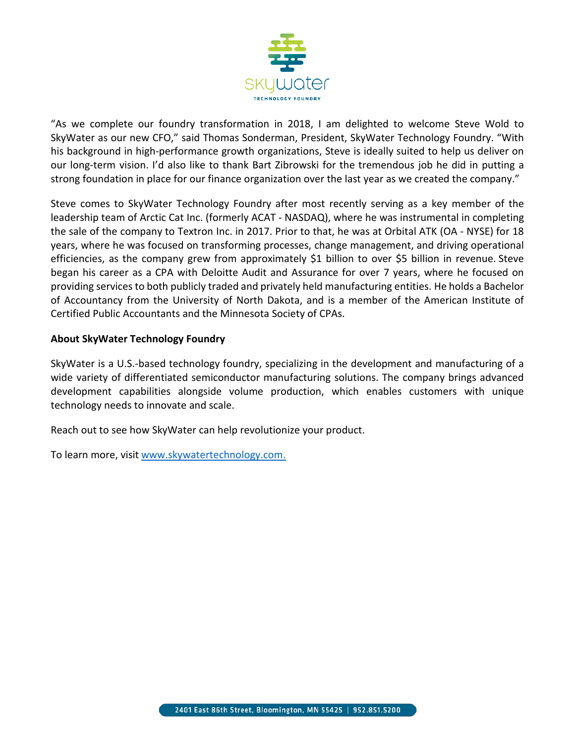"As we complete our foundry transformation in 2018, I am delighted to welcome Steve Wold to SkyWater as our new CFO," said Thomas Sonderman, President, SkyWater Technology Foundry. "With his background in high-performance growth organizations, Steve is ideally suited to help us deliver on our long-term vision. I'd also like to thank Bart Zibrowski for the tremendous job he did in putting a strong foundation in place for our finance organization over the last year as we created the company."

Steve comes to SkyWater Technology Foundry after most recently serving as a key member of the leadership team of Arctic Cat Inc. (formerly ACAT - NASDAQ), where he was instrumental in completing the sale of the company to Textron Inc. in 2017. Prior to that, he was at Orbital ATK (OA - NYSE) for 18 years, where he was focused on transforming processes, change management, and driving operational efficiencies, as the company grew from approximately $1 billion to over $5 billion in revenue. Steve began his career as a CPA with Deloitte Audit and Assurance for over 7 years, where he focused on providing services to both publicly traded and privately held manufacturing entities. He holds a Bachelor of Accountancy from the University of North Dakota, and is a member of the American Institute of Certified Public Accountants and the Minnesota Society of CPAs.

**About SkyWater Technology Foundry**

SkyWater is a U.S.-based technology foundry, specializing in the development and manufacturing of a wide variety of differentiated semiconductor manufacturing solutions. The company brings advanced development capabilities alongside volume production, which enables customers with unique technology needs to innovate and scale.

Reach out to see how SkyWater can help revolutionize your product.

To learn more, visit [www.skywatertechnology.com.](http://www.skywatertechnology.com)